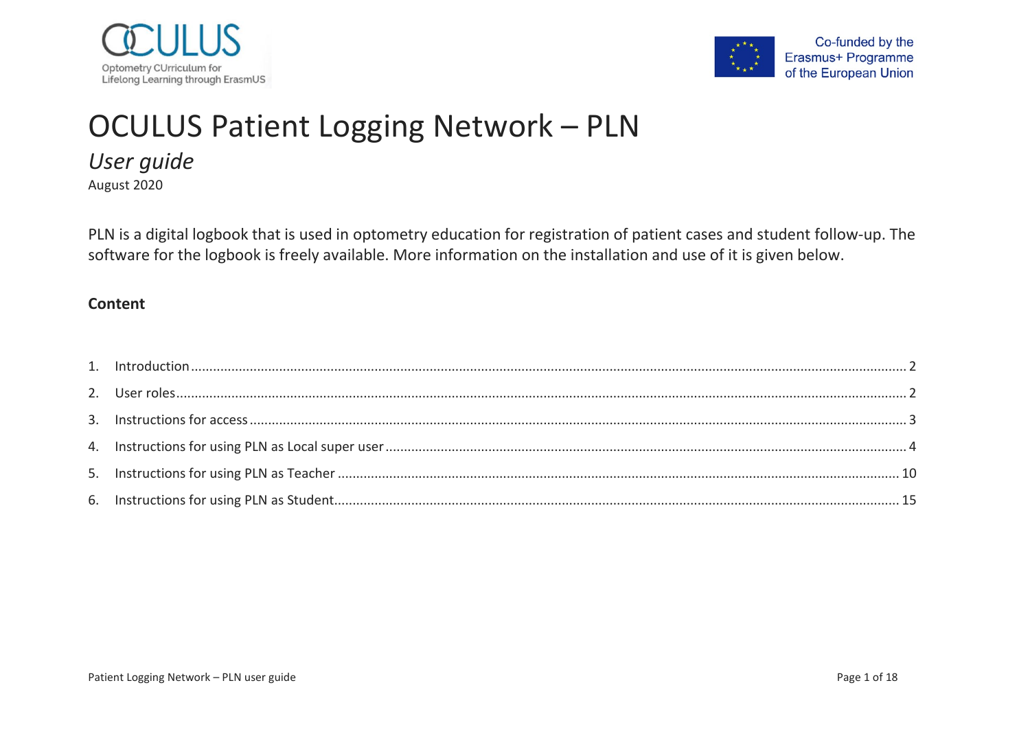OCULUS
Optometry CUrriculum for Lifelong Learning through ErasmUS

Co-funded by the Erasmus+ Programme of the European Union

# OCULUS Patient Logging Network – PLN

*User guide*

August 2020

PLN is a digital logbook that is used in optometry education for registration of patient cases and student follow-up. The software for the logbook is freely available. More information on the installation and use of it is given below.

**Content**

1. Introduction ........ 2
2. User roles ........ 2
3. Instructions for access ........ 3
4. Instructions for using PLN as Local super user ........ 4
5. Instructions for using PLN as Teacher ........ 10
6. Instructions for using PLN as Student ........ 15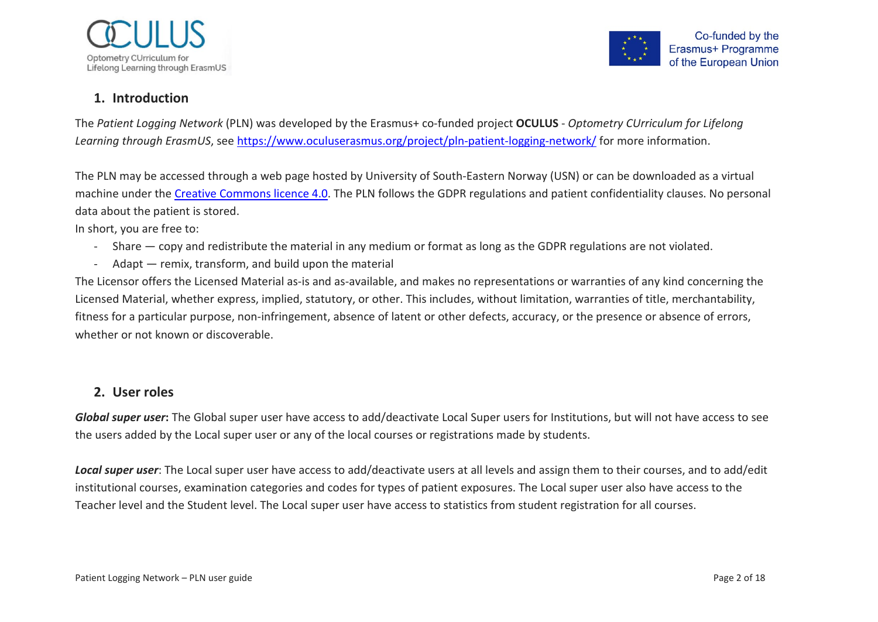## 1. Introduction

The *Patient Logging Network* (PLN) was developed by the Erasmus+ co-funded project **OCULUS** - *Optometry CUrriculum for Lifelong Learning through ErasmUS*, see https://www.oculuserasmus.org/project/pln-patient-logging-network/ for more information.

The PLN may be accessed through a web page hosted by University of South-Eastern Norway (USN) or can be downloaded as a virtual machine under the Creative Commons licence 4.0. The PLN follows the GDPR regulations and patient confidentiality clauses. No personal data about the patient is stored.

In short, you are free to:

- Share — copy and redistribute the material in any medium or format as long as the GDPR regulations are not violated.
- Adapt — remix, transform, and build upon the material

The Licensor offers the Licensed Material as-is and as-available, and makes no representations or warranties of any kind concerning the Licensed Material, whether express, implied, statutory, or other. This includes, without limitation, warranties of title, merchantability, fitness for a particular purpose, non-infringement, absence of latent or other defects, accuracy, or the presence or absence of errors, whether or not known or discoverable.

## 2. User roles

***Global super user*:** The Global super user have access to add/deactivate Local Super users for Institutions, but will not have access to see the users added by the Local super user or any of the local courses or registrations made by students.

***Local super user***: The Local super user have access to add/deactivate users at all levels and assign them to their courses, and to add/edit institutional courses, examination categories and codes for types of patient exposures. The Local super user also have access to the Teacher level and the Student level. The Local super user have access to statistics from student registration for all courses.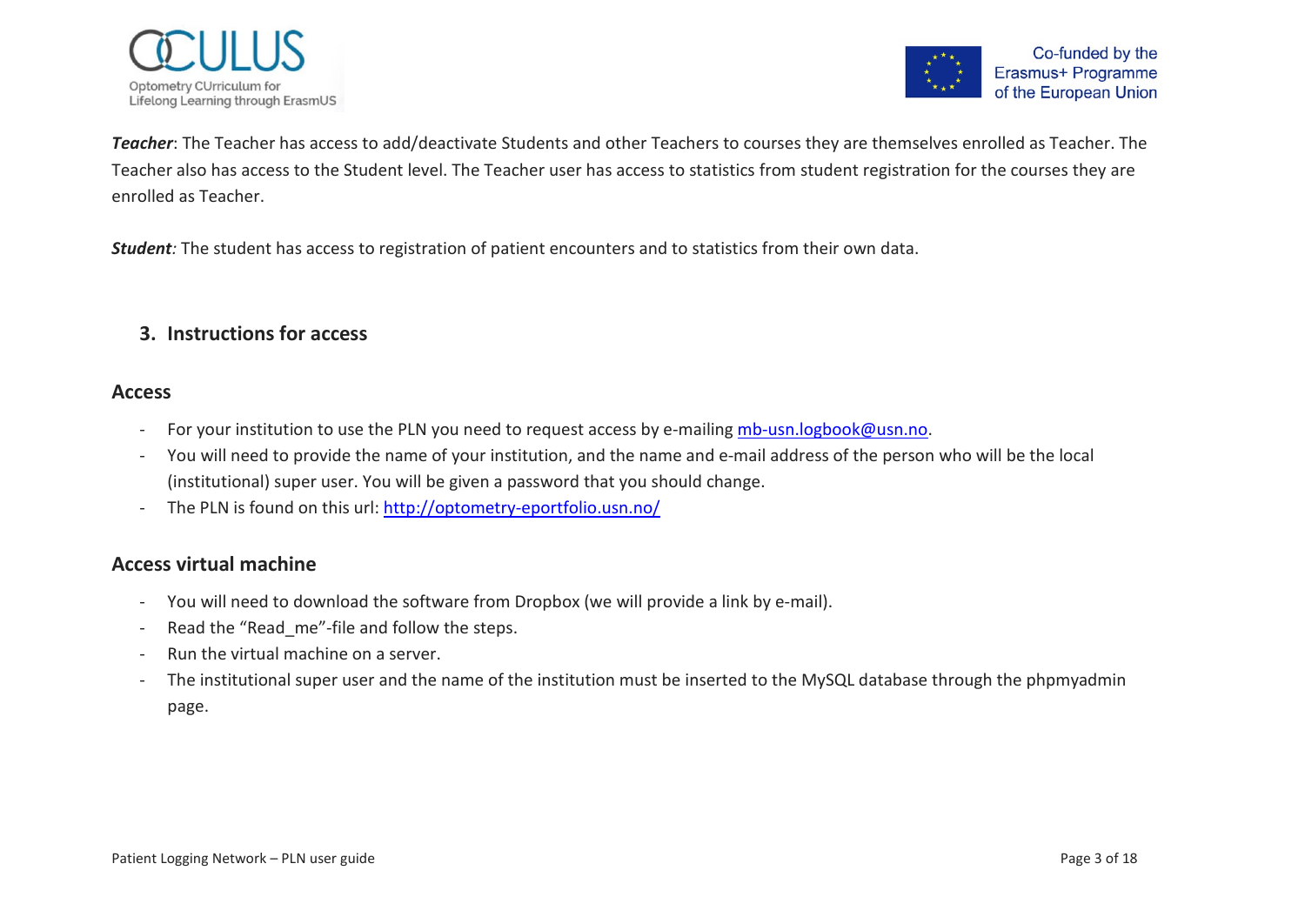***Teacher***: The Teacher has access to add/deactivate Students and other Teachers to courses they are themselves enrolled as Teacher. The Teacher also has access to the Student level. The Teacher user has access to statistics from student registration for the courses they are enrolled as Teacher.

***Student****:* The student has access to registration of patient encounters and to statistics from their own data.

## 3. Instructions for access

### Access

- For your institution to use the PLN you need to request access by e-mailing mb-usn.logbook@usn.no.
- You will need to provide the name of your institution, and the name and e-mail address of the person who will be the local (institutional) super user. You will be given a password that you should change.
- The PLN is found on this url: http://optometry-eportfolio.usn.no/

### Access virtual machine

- You will need to download the software from Dropbox (we will provide a link by e-mail).
- Read the “Read_me”-file and follow the steps.
- Run the virtual machine on a server.
- The institutional super user and the name of the institution must be inserted to the MySQL database through the phpmyadmin page.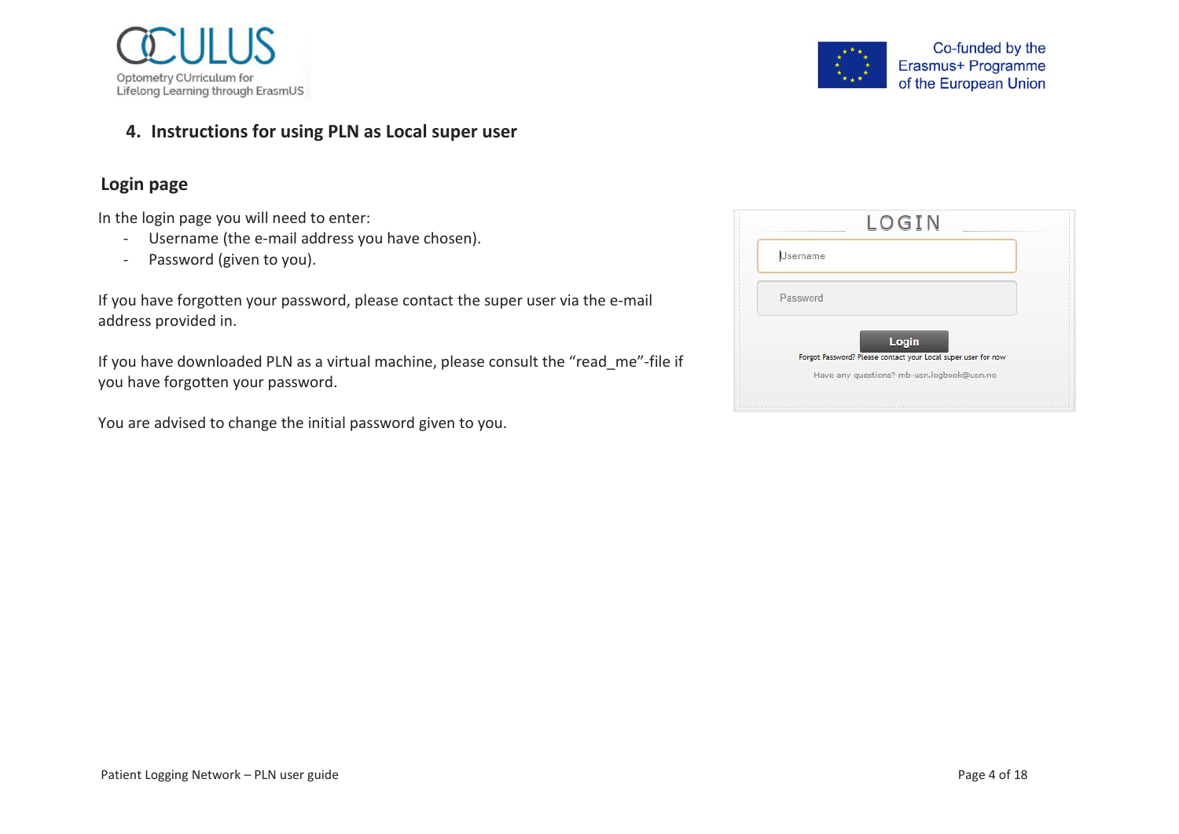## 4. Instructions for using PLN as Local super user

### Login page

In the login page you will need to enter:

- Username (the e-mail address you have chosen).
- Password (given to you).

If you have forgotten your password, please contact the super user via the e-mail address provided in.

If you have downloaded PLN as a virtual machine, please consult the “read_me”-file if you have forgotten your password.

You are advised to change the initial password given to you.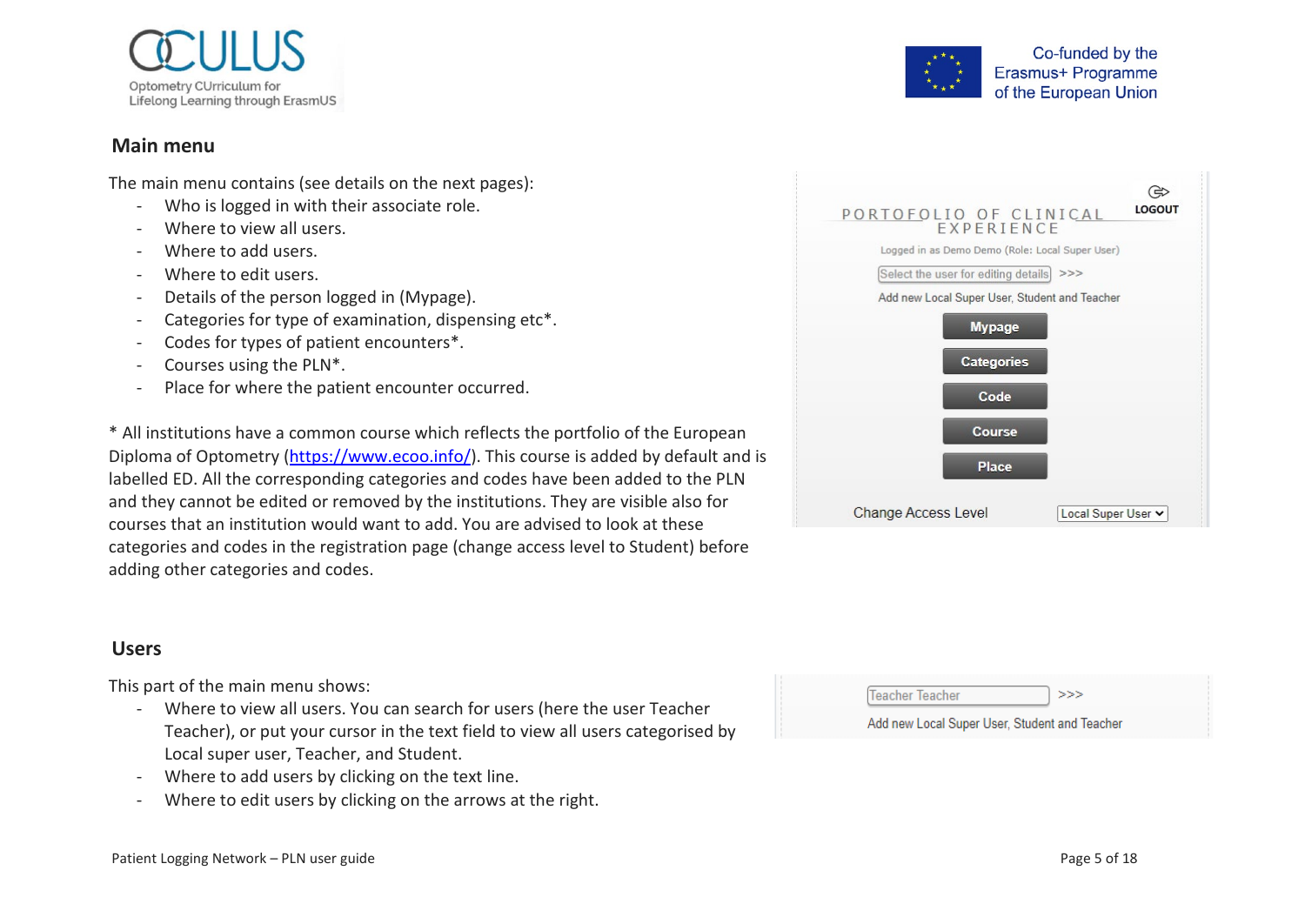## Main menu

The main menu contains (see details on the next pages):

- Who is logged in with their associate role.
- Where to view all users.
- Where to add users.
- Where to edit users.
- Details of the person logged in (Mypage).
- Categories for type of examination, dispensing etc*.
- Codes for types of patient encounters*.
- Courses using the PLN*.
- Place for where the patient encounter occurred.

* All institutions have a common course which reflects the portfolio of the European Diploma of Optometry (https://www.ecoo.info/). This course is added by default and is labelled ED. All the corresponding categories and codes have been added to the PLN and they cannot be edited or removed by the institutions. They are visible also for courses that an institution would want to add. You are advised to look at these categories and codes in the registration page (change access level to Student) before adding other categories and codes.

## Users

This part of the main menu shows:

- Where to view all users. You can search for users (here the user Teacher Teacher), or put your cursor in the text field to view all users categorised by Local super user, Teacher, and Student.
- Where to add users by clicking on the text line.
- Where to edit users by clicking on the arrows at the right.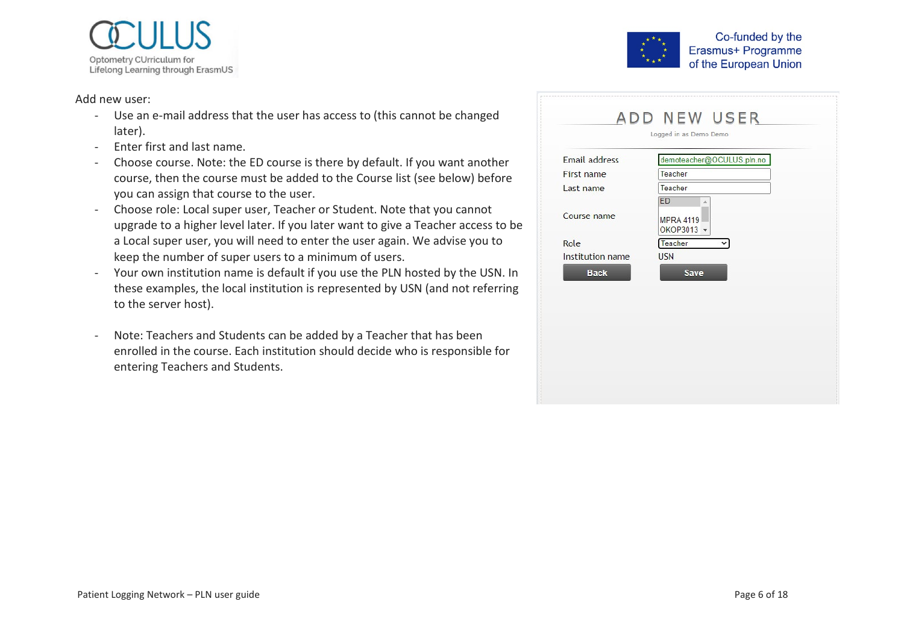Add new user:

- Use an e-mail address that the user has access to (this cannot be changed later).
- Enter first and last name.
- Choose course. Note: the ED course is there by default. If you want another course, then the course must be added to the Course list (see below) before you can assign that course to the user.
- Choose role: Local super user, Teacher or Student. Note that you cannot upgrade to a higher level later. If you later want to give a Teacher access to be a Local super user, you will need to enter the user again. We advise you to keep the number of super users to a minimum of users.
- Your own institution name is default if you use the PLN hosted by the USN. In these examples, the local institution is represented by USN (and not referring to the server host).

- Note: Teachers and Students can be added by a Teacher that has been enrolled in the course. Each institution should decide who is responsible for entering Teachers and Students.

ADD NEW USER

Logged in as Demo Demo

| | |
|---|---|
| Email address | demoteacher@OCULUS.pln.no |
| First name | Teacher |
| Last name | Teacher |
| Course name | ED / MPRA 4119 / OKOP3013 |
| Role | Teacher |
| Institution name | USN |

Back Save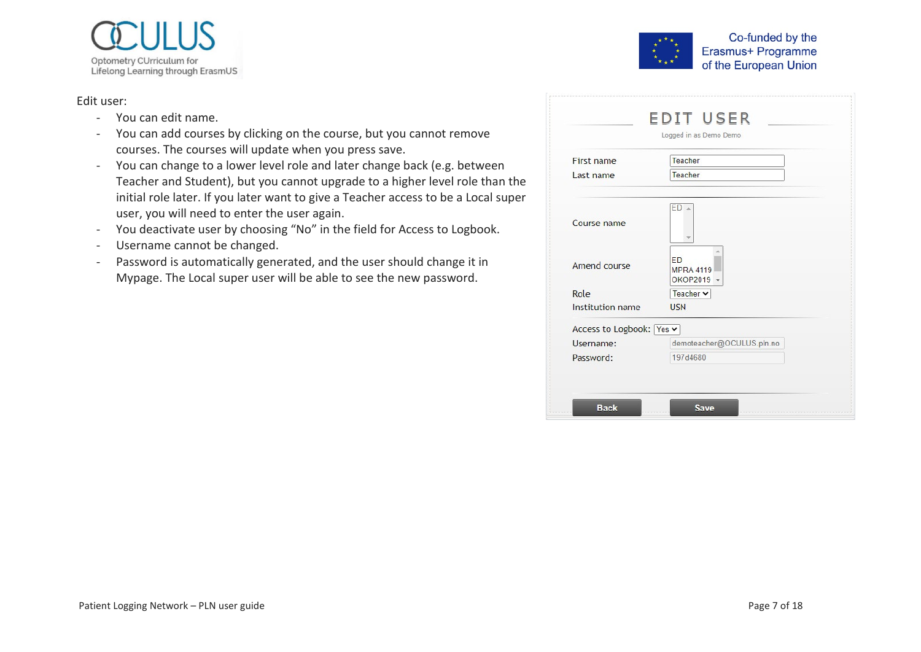Edit user:

- You can edit name.
- You can add courses by clicking on the course, but you cannot remove courses. The courses will update when you press save.
- You can change to a lower level role and later change back (e.g. between Teacher and Student), but you cannot upgrade to a higher level role than the initial role later. If you later want to give a Teacher access to be a Local super user, you will need to enter the user again.
- You deactivate user by choosing “No” in the field for Access to Logbook.
- Username cannot be changed.
- Password is automatically generated, and the user should change it in Mypage. The Local super user will be able to see the new password.

EDIT USER

Logged in as Demo Demo

First name: Teacher
Last name: Teacher

Course name: ED

Amend course: ED, MPRA 4119, OKOP2019

Role: Teacher

Institution name: USN

Access to Logbook: Yes
Username: demoteacher@OCULUS.pln.no
Password: 197d4680

Back | Save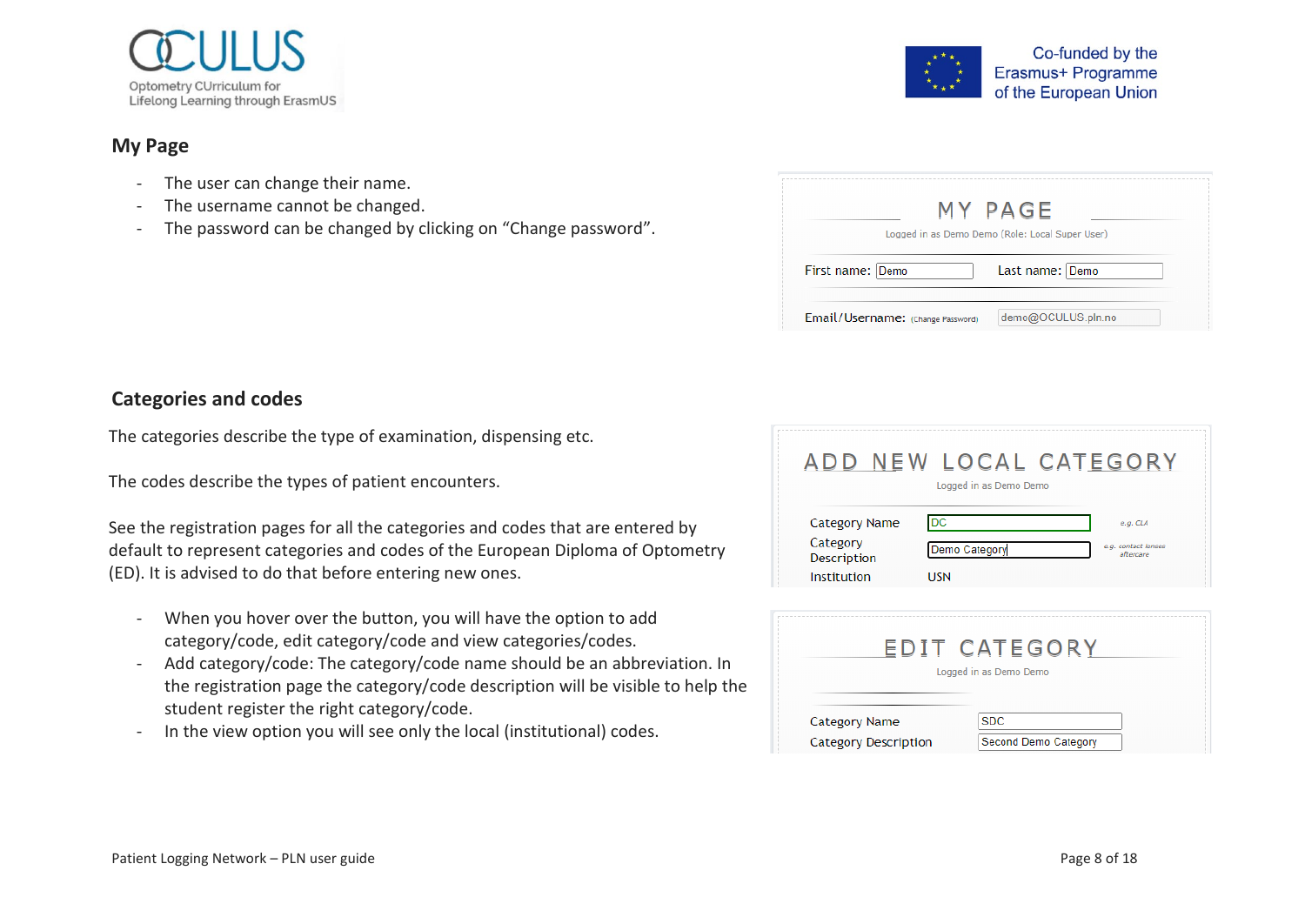## My Page

- The user can change their name.
- The username cannot be changed.
- The password can be changed by clicking on "Change password".

## Categories and codes

The categories describe the type of examination, dispensing etc.

The codes describe the types of patient encounters.

See the registration pages for all the categories and codes that are entered by default to represent categories and codes of the European Diploma of Optometry (ED). It is advised to do that before entering new ones.

- When you hover over the button, you will have the option to add category/code, edit category/code and view categories/codes.
- Add category/code: The category/code name should be an abbreviation. In the registration page the category/code description will be visible to help the student register the right category/code.
- In the view option you will see only the local (institutional) codes.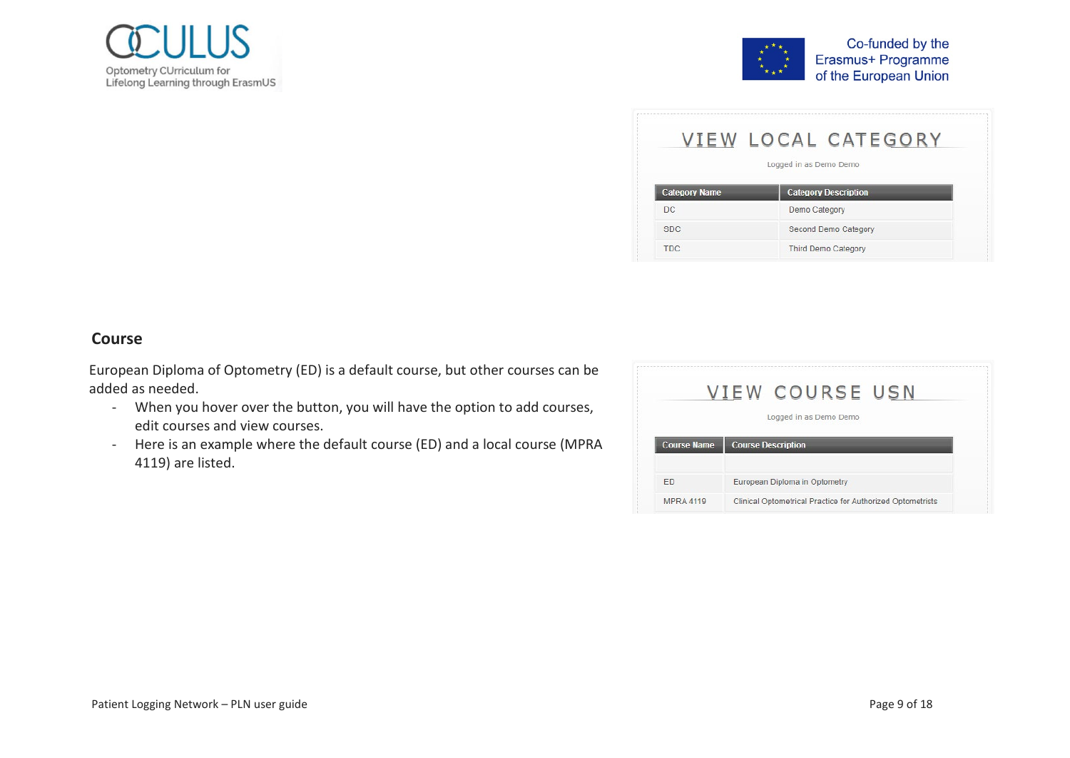VIEW LOCAL CATEGORY

Logged in as Demo Demo

| Category Name | Category Description |
| --- | --- |
| DC | Demo Category |
| SDC | Second Demo Category |
| TDC | Third Demo Category |

## Course

European Diploma of Optometry (ED) is a default course, but other courses can be added as needed.

- When you hover over the button, you will have the option to add courses, edit courses and view courses.
- Here is an example where the default course (ED) and a local course (MPRA 4119) are listed.

VIEW COURSE USN

Logged in as Demo Demo

| Course Name | Course Description |
| --- | --- |
| | |
| ED | European Diploma in Optometry |
| MPRA 4119 | Clinical Optometrical Practice for Authorized Optometrists |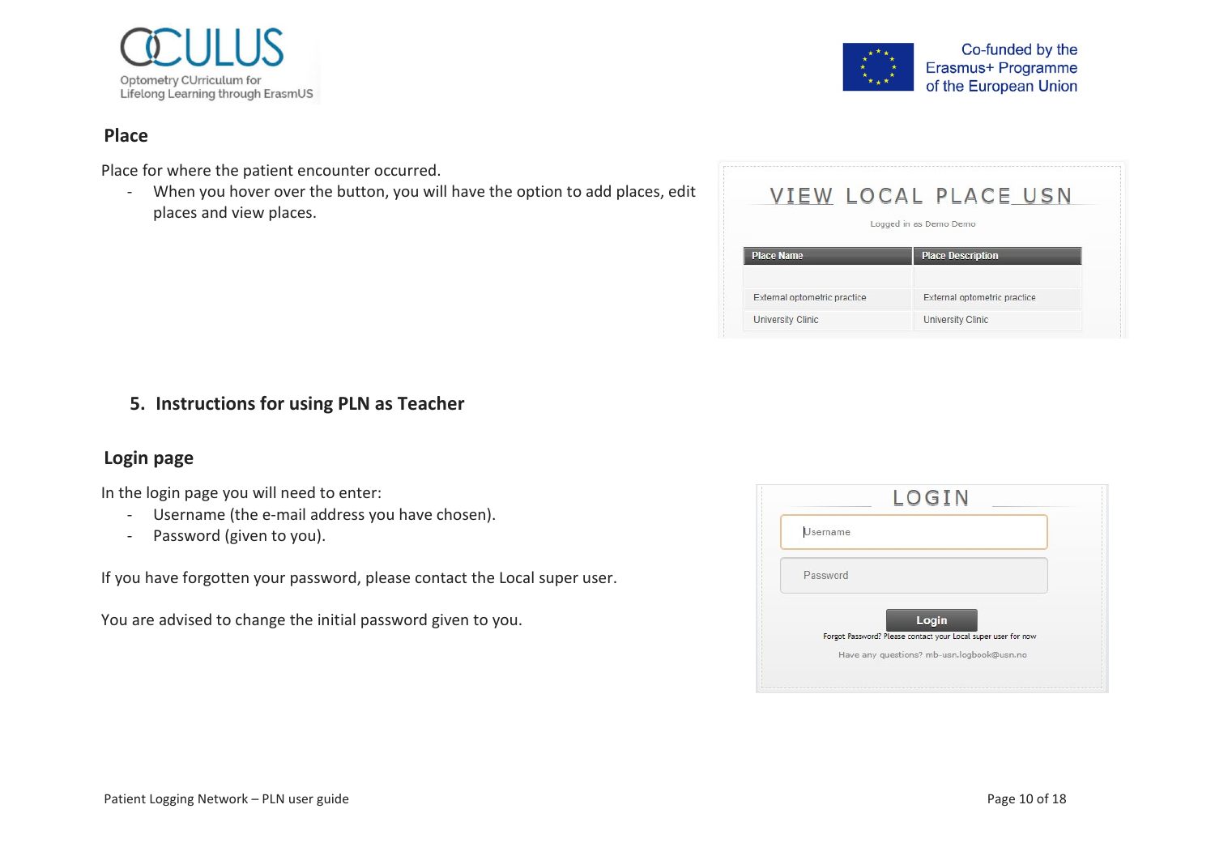## Place

Place for where the patient encounter occurred.

- When you hover over the button, you will have the option to add places, edit places and view places.

VIEW LOCAL PLACE USN

Logged in as Demo Demo

| Place Name | Place Description |
| --- | --- |
| | |
| External optometric practice | External optometric practice |
| University Clinic | University Clinic |

## 5. Instructions for using PLN as Teacher

## Login page

In the login page you will need to enter:

- Username (the e-mail address you have chosen).
- Password (given to you).

If you have forgotten your password, please contact the Local super user.

You are advised to change the initial password given to you.

LOGIN

Username

Password

Login

Forgot Password? Please contact your Local super user for now

Have any questions? mb-usn.logbook@usn.no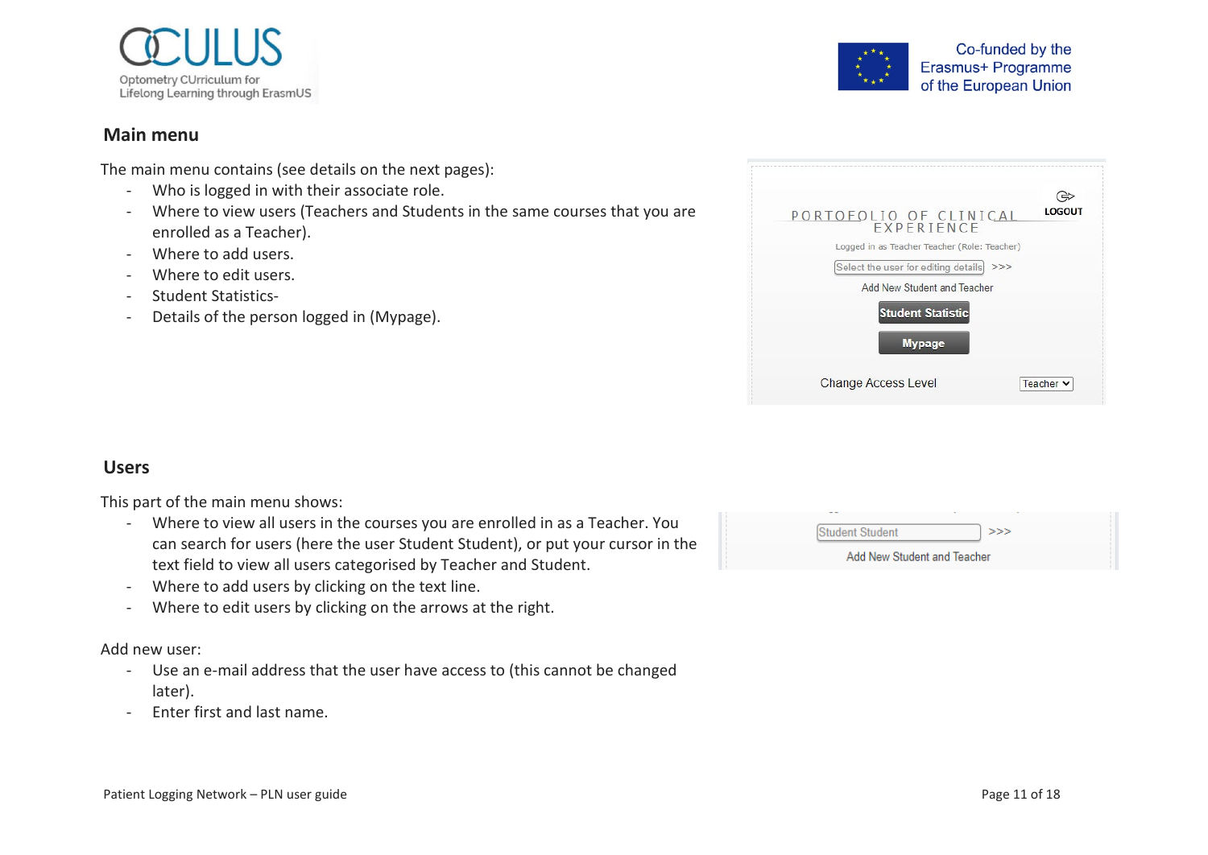## Main menu

The main menu contains (see details on the next pages):

- Who is logged in with their associate role.
- Where to view users (Teachers and Students in the same courses that you are enrolled as a Teacher).
- Where to add users.
- Where to edit users.
- Student Statistics-
- Details of the person logged in (Mypage).

## Users

This part of the main menu shows:

- Where to view all users in the courses you are enrolled in as a Teacher. You can search for users (here the user Student Student), or put your cursor in the text field to view all users categorised by Teacher and Student.
- Where to add users by clicking on the text line.
- Where to edit users by clicking on the arrows at the right.

Add new user:

- Use an e-mail address that the user have access to (this cannot be changed later).
- Enter first and last name.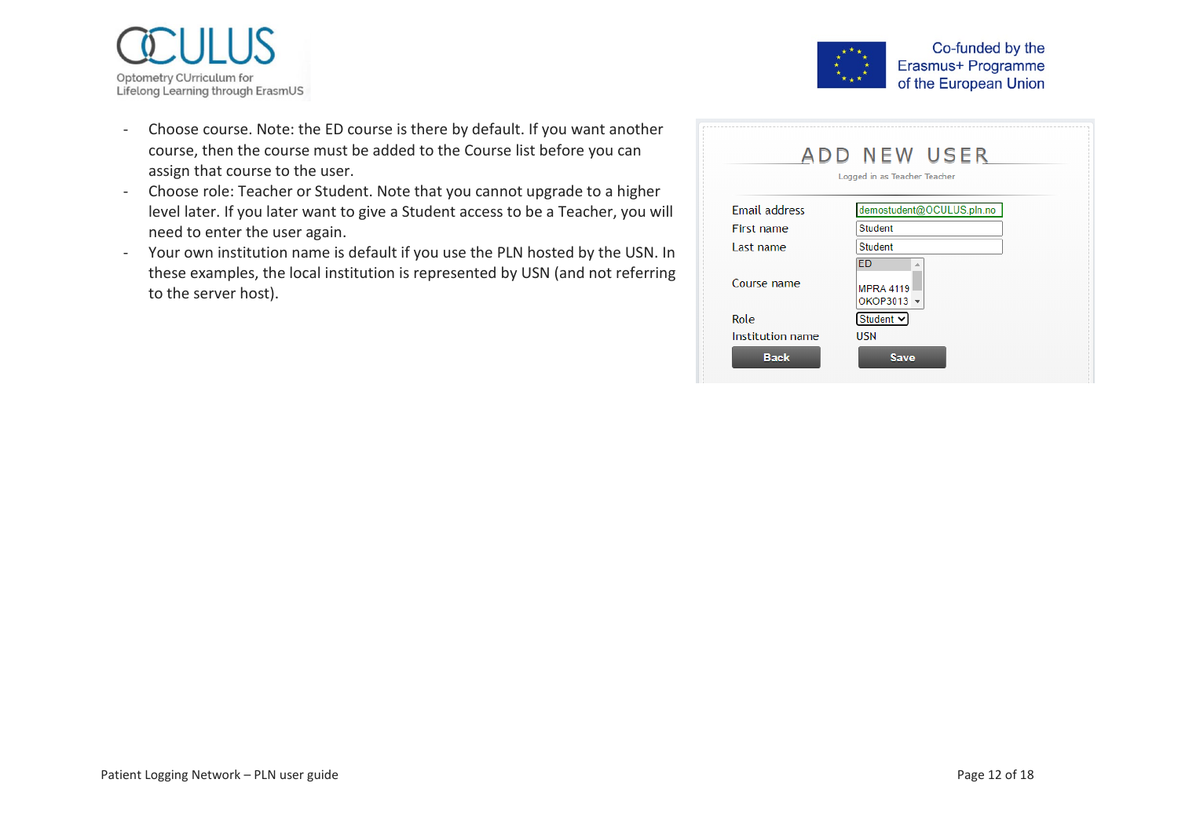- Choose course. Note: the ED course is there by default. If you want another course, then the course must be added to the Course list before you can assign that course to the user.
- Choose role: Teacher or Student. Note that you cannot upgrade to a higher level later. If you later want to give a Student access to be a Teacher, you will need to enter the user again.
- Your own institution name is default if you use the PLN hosted by the USN. In these examples, the local institution is represented by USN (and not referring to the server host).

ADD NEW USER

Logged in as Teacher Teacher

| | |
|---|---|
| Email address | demostudent@OCULUS.pln.no |
| First name | Student |
| Last name | Student |
| Course name | ED, MPRA 4119, OKOP3013 |
| Role | Student |
| Institution name | USN |

Back | Save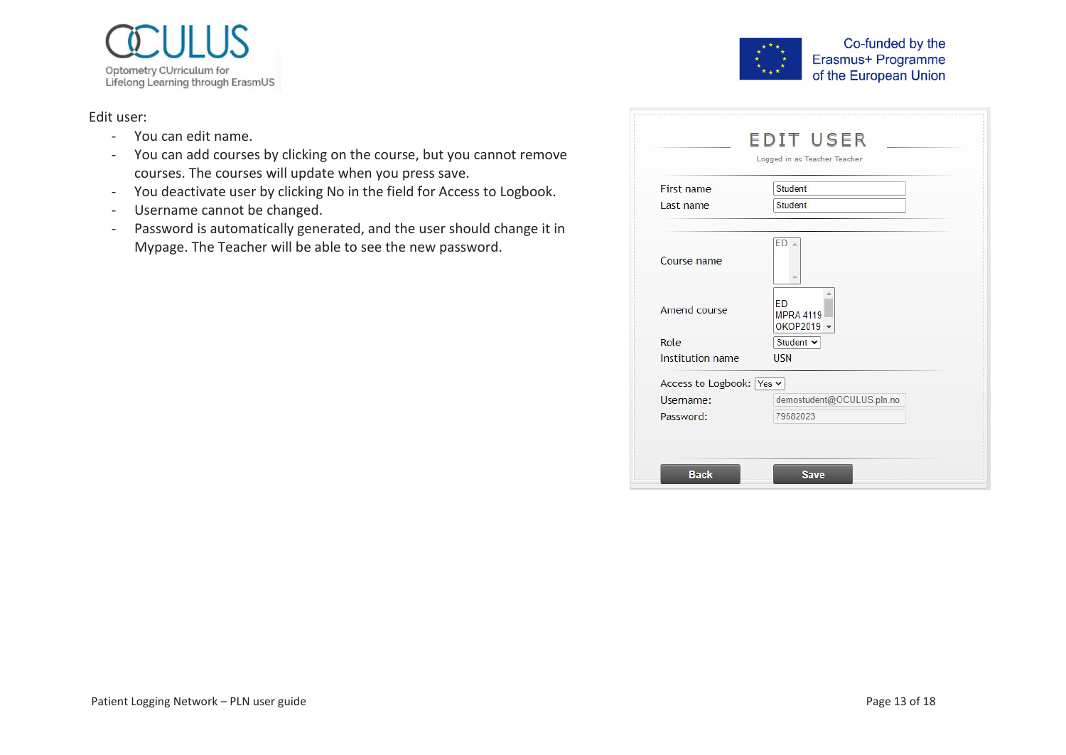Edit user:

- You can edit name.
- You can add courses by clicking on the course, but you cannot remove courses. The courses will update when you press save.
- You deactivate user by clicking No in the field for Access to Logbook.
- Username cannot be changed.
- Password is automatically generated, and the user should change it in Mypage. The Teacher will be able to see the new password.

EDIT USER

Logged in as Teacher Teacher

| | |
|---|---|
| First name | Student |
| Last name | Student |
| Course name | ED |
| Amend course | ED<br>MPRA 4119<br>OKOP2019 |
| Role | Student |
| Institution name | USN |
| Access to Logbook: | Yes |
| Username: | demostudent@OCULUS.pln.no |
| Password: | 79582023 |

Back    Save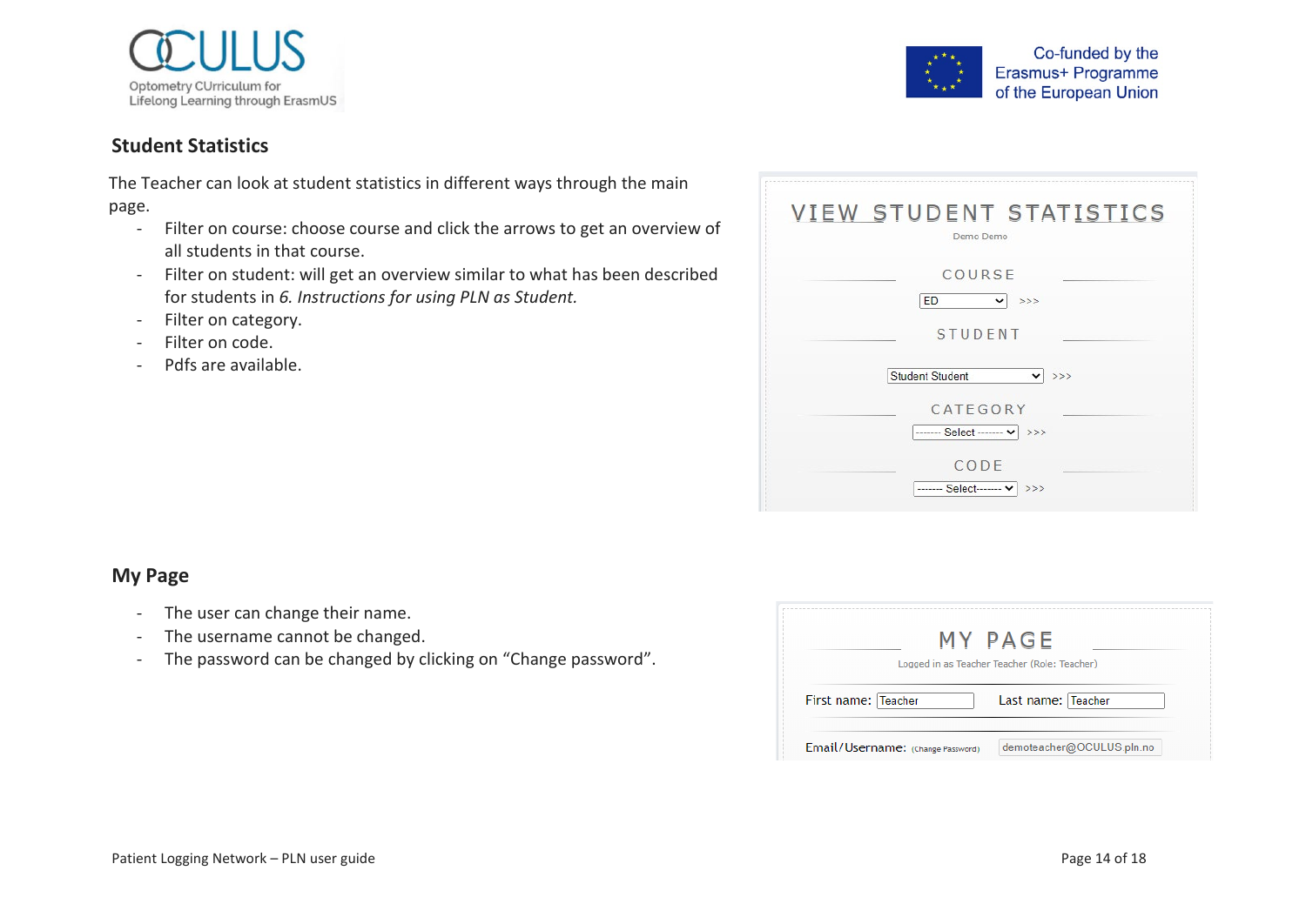## Student Statistics

The Teacher can look at student statistics in different ways through the main page.

- Filter on course: choose course and click the arrows to get an overview of all students in that course.
- Filter on student: will get an overview similar to what has been described for students in *6. Instructions for using PLN as Student.*
- Filter on category.
- Filter on code.
- Pdfs are available.

## My Page

- The user can change their name.
- The username cannot be changed.
- The password can be changed by clicking on "Change password".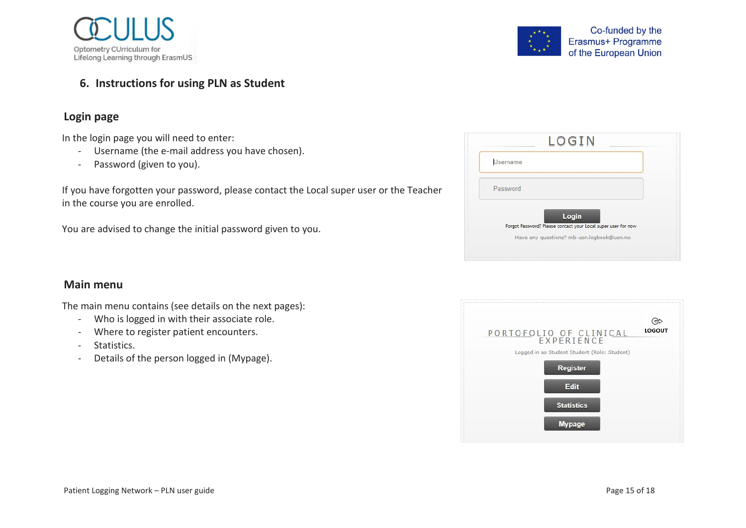## 6. Instructions for using PLN as Student

### Login page

In the login page you will need to enter:

- Username (the e-mail address you have chosen).
- Password (given to you).

If you have forgotten your password, please contact the Local super user or the Teacher in the course you are enrolled.

You are advised to change the initial password given to you.

### Main menu

The main menu contains (see details on the next pages):

- Who is logged in with their associate role.
- Where to register patient encounters.
- Statistics.
- Details of the person logged in (Mypage).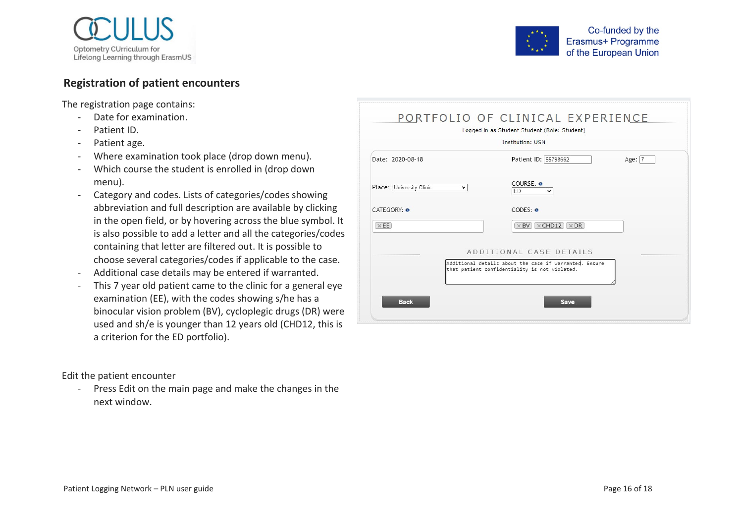## Registration of patient encounters

The registration page contains:

- Date for examination.
- Patient ID.
- Patient age.
- Where examination took place (drop down menu).
- Which course the student is enrolled in (drop down menu).
- Category and codes. Lists of categories/codes showing abbreviation and full description are available by clicking in the open field, or by hovering across the blue symbol. It is also possible to add a letter and all the categories/codes containing that letter are filtered out. It is possible to choose several categories/codes if applicable to the case.
- Additional case details may be entered if warranted.
- This 7 year old patient came to the clinic for a general eye examination (EE), with the codes showing s/he has a binocular vision problem (BV), cycloplegic drugs (DR) were used and sh/e is younger than 12 years old (CHD12, this is a criterion for the ED portfolio).

Edit the patient encounter

- Press Edit on the main page and make the changes in the next window.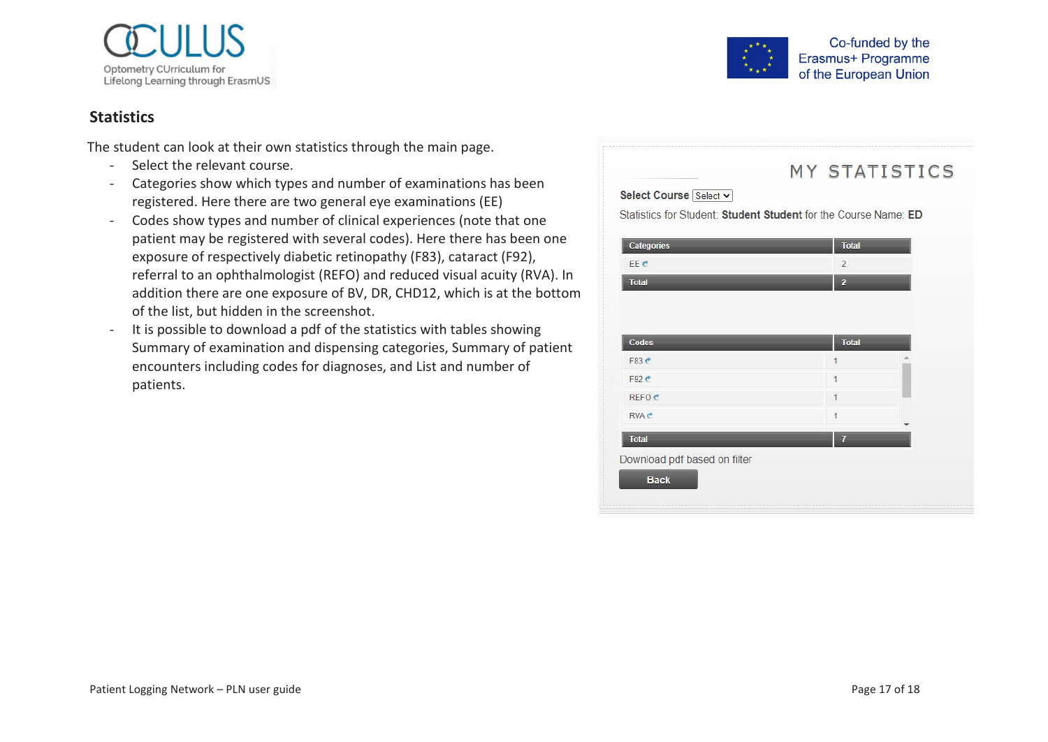## Statistics

The student can look at their own statistics through the main page.

- Select the relevant course.
- Categories show which types and number of examinations has been registered. Here there are two general eye examinations (EE)
- Codes show types and number of clinical experiences (note that one patient may be registered with several codes). Here there has been one exposure of respectively diabetic retinopathy (F83), cataract (F92), referral to an ophthalmologist (REFO) and reduced visual acuity (RVA). In addition there are one exposure of BV, DR, CHD12, which is at the bottom of the list, but hidden in the screenshot.
- It is possible to download a pdf of the statistics with tables showing Summary of examination and dispensing categories, Summary of patient encounters including codes for diagnoses, and List and number of patients.

MY STATISTICS

**Select Course** Select

Statistics for Student: **Student Student** for the Course Name: **ED**

| Categories | Total |
|---|---|
| EE | 2 |
| **Total** | **2** |

| Codes | Total |
|---|---|
| F83 | 1 |
| F92 | 1 |
| REFO | 1 |
| RVA | 1 |
| **Total** | **7** |

Download pdf based on filter

Back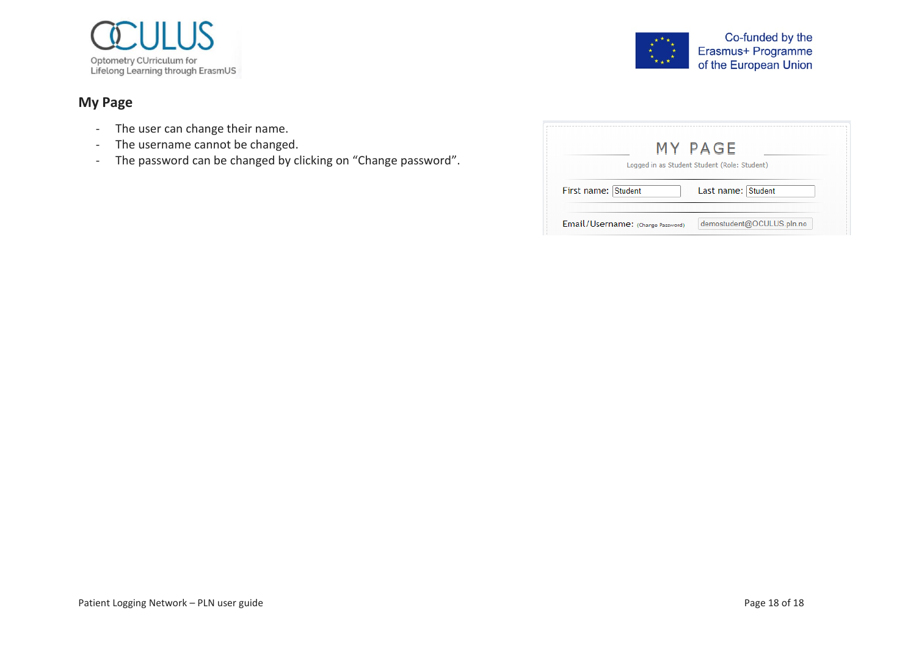## My Page

- The user can change their name.
- The username cannot be changed.
- The password can be changed by clicking on “Change password”.

MY PAGE

Logged in as Student Student (Role: Student)

First name: Student Last name: Student

Email/Username: (Change Password) demostudent@OCULUS.pln.no